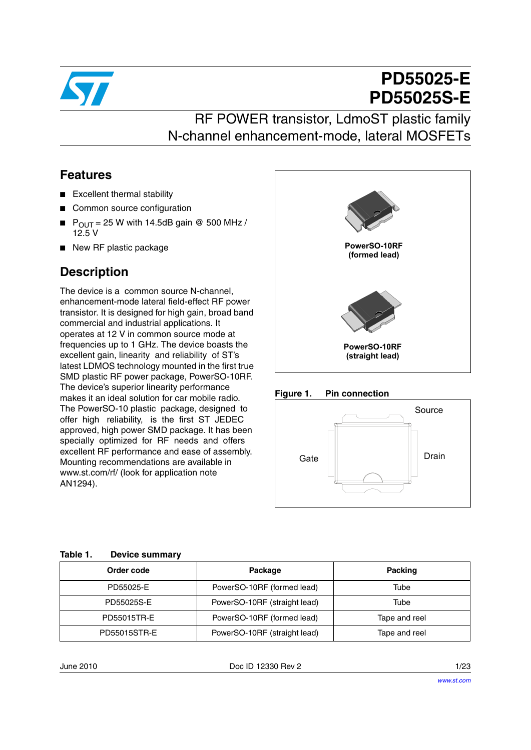# PD55025-E
# PD55025S-E

## RF POWER transistor, LdmoST plastic family
## N-channel enhancement-mode, lateral MOSFETs

## Features

- Excellent thermal stability
- Common source configuration
- $P_{OUT}$ = 25 W with 14.5dB gain @ 500 MHz / 12.5 V
- New RF plastic package

## Description

The device is a common source N-channel, enhancement-mode lateral field-effect RF power transistor. It is designed for high gain, broad band commercial and industrial applications. It operates at 12 V in common source mode at frequencies up to 1 GHz. The device boasts the excellent gain, linearity and reliability of ST's latest LDMOS technology mounted in the first true SMD plastic RF power package, PowerSO-10RF. The device's superior linearity performance makes it an ideal solution for car mobile radio. The PowerSO-10 plastic package, designed to offer high reliability, is the first ST JEDEC approved, high power SMD package. It has been specially optimized for RF needs and offers excellent RF performance and ease of assembly. Mounting recommendations are available in www.st.com/rf/ (look for application note AN1294).

PowerSO-10RF (formed lead)

PowerSO-10RF (straight lead)

**Figure 1. Pin connection**

Source

Gate

Drain

**Table 1. Device summary**

| Order code | Package | Packing |
|---|---|---|
| PD55025-E | PowerSO-10RF (formed lead) | Tube |
| PD55025S-E | PowerSO-10RF (straight lead) | Tube |
| PD55015TR-E | PowerSO-10RF (formed lead) | Tape and reel |
| PD55015STR-E | PowerSO-10RF (straight lead) | Tape and reel |

June 2010 Doc ID 12330 Rev 2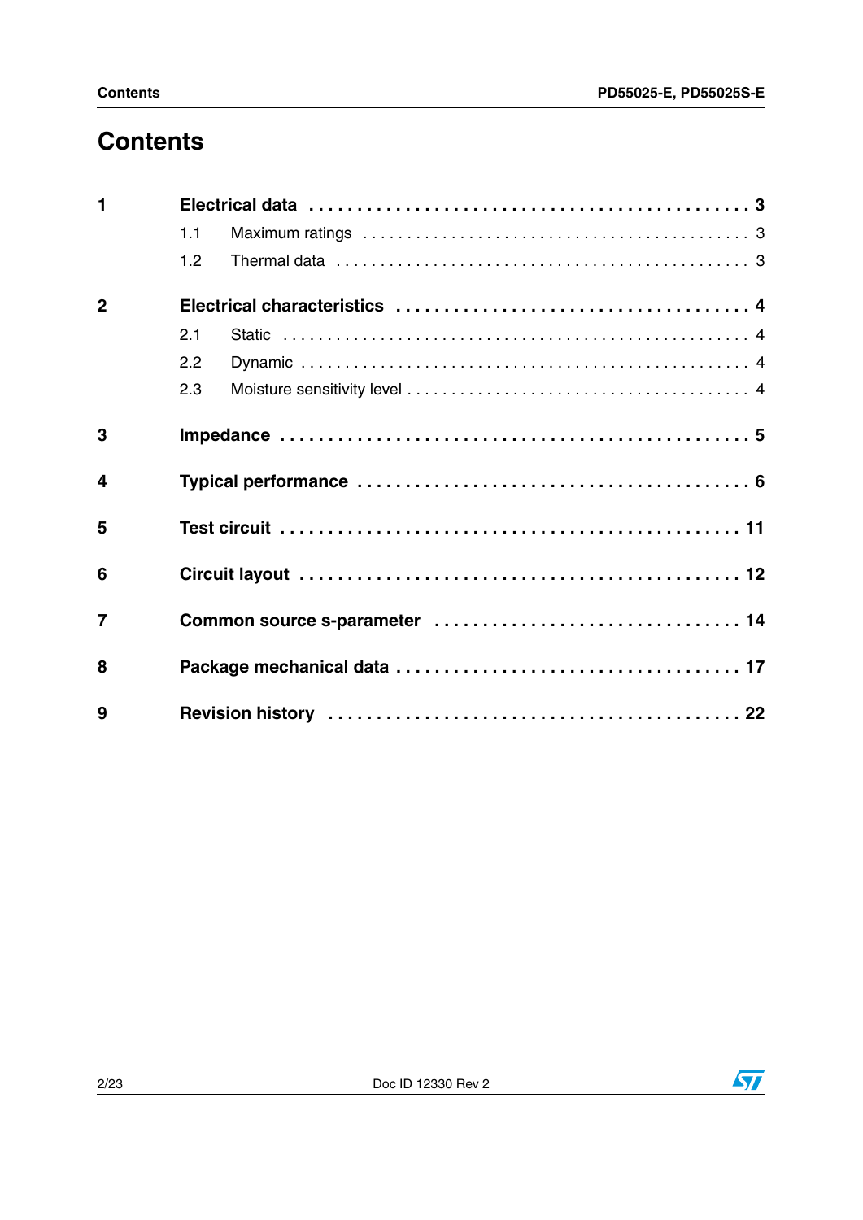# Contents

1 Electrical data . . . . . . . . . . . . . . . . . . . . . . . . . . . . . . . . . . . . . . . . . . . . . 3
- 1.1 Maximum ratings . . . . . . . . . . . . . . . . . . . . . . . . . . . . . . . . . . . . . . . . 3
- 1.2 Thermal data . . . . . . . . . . . . . . . . . . . . . . . . . . . . . . . . . . . . . . . . . . . 3

2 Electrical characteristics . . . . . . . . . . . . . . . . . . . . . . . . . . . . . . . . . . . 4
- 2.1 Static . . . . . . . . . . . . . . . . . . . . . . . . . . . . . . . . . . . . . . . . . . . . . . . . . 4
- 2.2 Dynamic . . . . . . . . . . . . . . . . . . . . . . . . . . . . . . . . . . . . . . . . . . . . . . . 4
- 2.3 Moisture sensitivity level . . . . . . . . . . . . . . . . . . . . . . . . . . . . . . . . . . 4

3 Impedance . . . . . . . . . . . . . . . . . . . . . . . . . . . . . . . . . . . . . . . . . . . . . . 5

4 Typical performance . . . . . . . . . . . . . . . . . . . . . . . . . . . . . . . . . . . . . . 6

5 Test circuit . . . . . . . . . . . . . . . . . . . . . . . . . . . . . . . . . . . . . . . . . . . . . 11

6 Circuit layout . . . . . . . . . . . . . . . . . . . . . . . . . . . . . . . . . . . . . . . . . . . 12

7 Common source s-parameter . . . . . . . . . . . . . . . . . . . . . . . . . . . . . . . 14

8 Package mechanical data . . . . . . . . . . . . . . . . . . . . . . . . . . . . . . . . . 17

9 Revision history . . . . . . . . . . . . . . . . . . . . . . . . . . . . . . . . . . . . . . . . . 22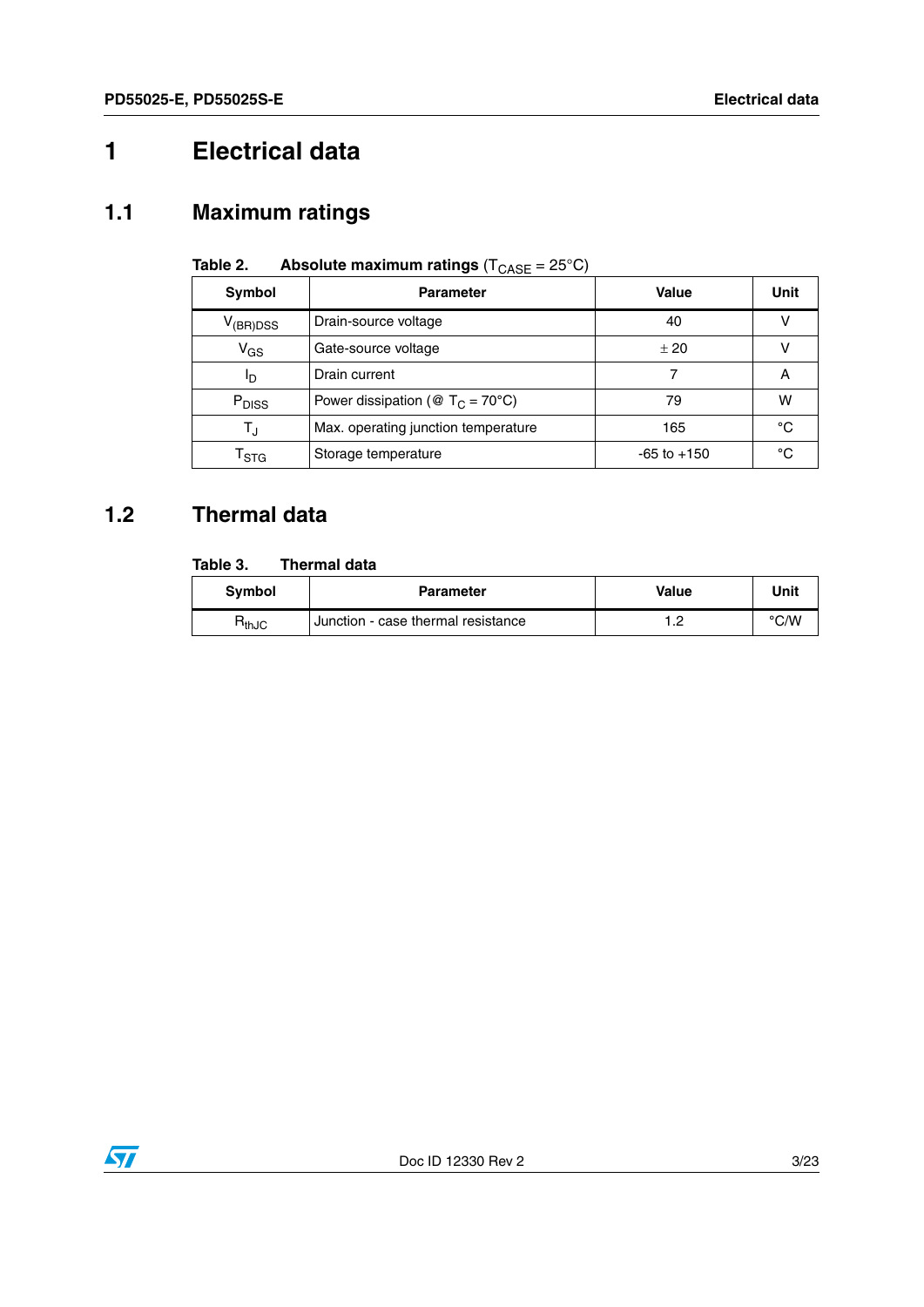# 1 Electrical data

## 1.1 Maximum ratings

**Table 2. Absolute maximum ratings** ($T_{CASE}$ = 25°C)

| Symbol | Parameter | Value | Unit |
|---|---|---|---|
| $V_{(BR)DSS}$ | Drain-source voltage | 40 | V |
| $V_{GS}$ | Gate-source voltage | ± 20 | V |
| $I_D$ | Drain current | 7 | A |
| $P_{DISS}$ | Power dissipation (@ $T_C$ = 70°C) | 79 | W |
| $T_J$ | Max. operating junction temperature | 165 | °C |
| $T_{STG}$ | Storage temperature | -65 to +150 | °C |

## 1.2 Thermal data

**Table 3. Thermal data**

| Symbol | Parameter | Value | Unit |
|---|---|---|---|
| $R_{thJC}$ | Junction - case thermal resistance | 1.2 | °C/W |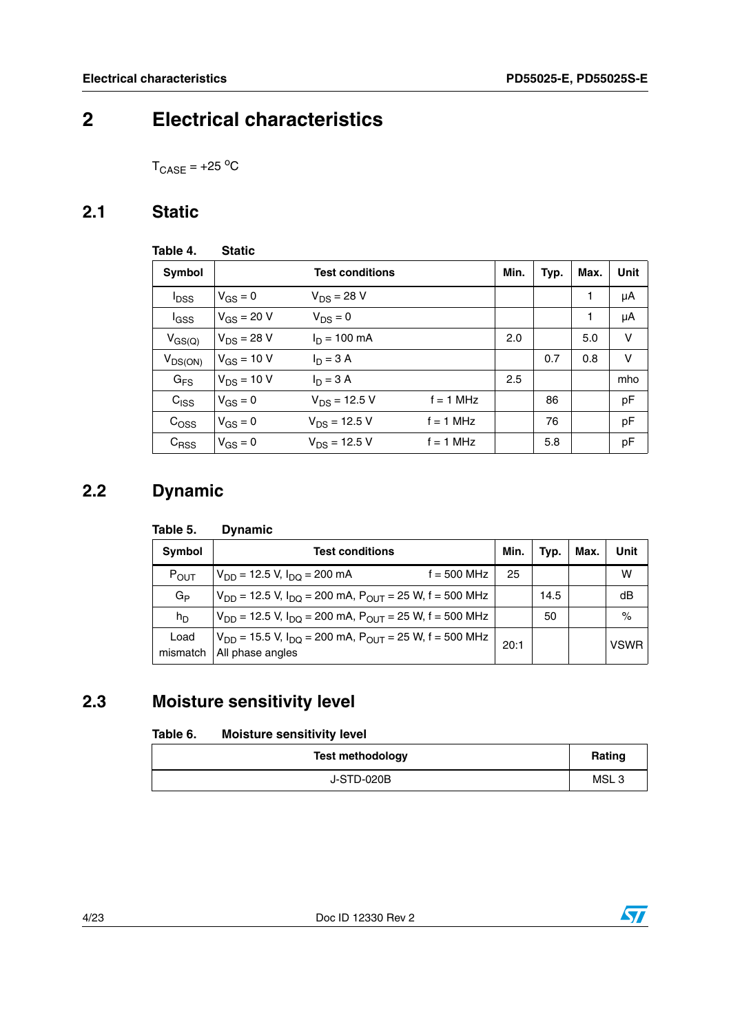# 2 Electrical characteristics

$T_{CASE}$ = +25 °C

## 2.1 Static

**Table 4. Static**

| Symbol | Test conditions | Min. | Typ. | Max. | Unit |
|---|---|---|---|---|---|
| $I_{DSS}$ | $V_{GS}$ = 0  $V_{DS}$ = 28 V | | | 1 | µA |
| $I_{GSS}$ | $V_{GS}$ = 20 V  $V_{DS}$ = 0 | | | 1 | µA |
| $V_{GS(Q)}$ | $V_{DS}$ = 28 V  $I_D$ = 100 mA | 2.0 | | 5.0 | V |
| $V_{DS(ON)}$ | $V_{GS}$ = 10 V  $I_D$ = 3 A | | 0.7 | 0.8 | V |
| $G_{FS}$ | $V_{DS}$ = 10 V  $I_D$ = 3 A | 2.5 | | | mho |
| $C_{ISS}$ | $V_{GS}$ = 0  $V_{DS}$ = 12.5 V  f = 1 MHz | | 86 | | pF |
| $C_{OSS}$ | $V_{GS}$ = 0  $V_{DS}$ = 12.5 V  f = 1 MHz | | 76 | | pF |
| $C_{RSS}$ | $V_{GS}$ = 0  $V_{DS}$ = 12.5 V  f = 1 MHz | | 5.8 | | pF |

## 2.2 Dynamic

**Table 5. Dynamic**

| Symbol | Test conditions | Min. | Typ. | Max. | Unit |
|---|---|---|---|---|---|
| $P_{OUT}$ | $V_{DD}$ = 12.5 V, $I_{DQ}$ = 200 mA  f = 500 MHz | 25 | | | W |
| $G_P$ | $V_{DD}$ = 12.5 V, $I_{DQ}$ = 200 mA, $P_{OUT}$ = 25 W, f = 500 MHz | | 14.5 | | dB |
| $h_D$ | $V_{DD}$ = 12.5 V, $I_{DQ}$ = 200 mA, $P_{OUT}$ = 25 W, f = 500 MHz | | 50 | | % |
| Load mismatch | $V_{DD}$ = 15.5 V, $I_{DQ}$ = 200 mA, $P_{OUT}$ = 25 W, f = 500 MHz All phase angles | 20:1 | | | VSWR |

## 2.3 Moisture sensitivity level

**Table 6. Moisture sensitivity level**

| Test methodology | Rating |
|---|---|
| J-STD-020B | MSL 3 |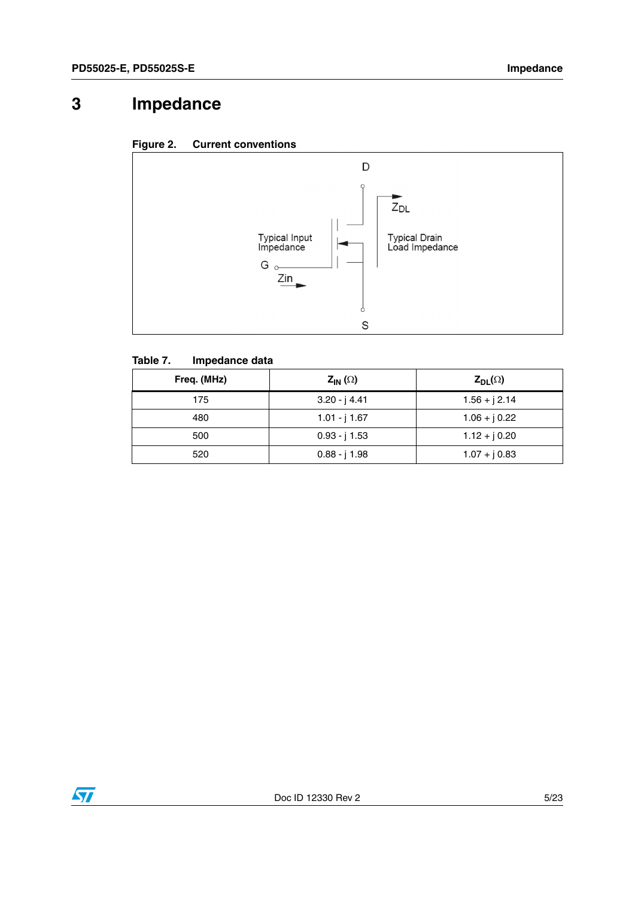# 3 Impedance

**Figure 2. Current conventions**

D

$Z_{DL}$

Typical Input Impedance

Typical Drain Load Impedance

G

Zin

S

**Table 7. Impedance data**

| Freq. (MHz) | $Z_{IN}$ (Ω) | $Z_{DL}$(Ω) |
|---|---|---|
| 175 | 3.20 - j 4.41 | 1.56 + j 2.14 |
| 480 | 1.01 - j 1.67 | 1.06 + j 0.22 |
| 500 | 0.93 - j 1.53 | 1.12 + j 0.20 |
| 520 | 0.88 - j 1.98 | 1.07 + j 0.83 |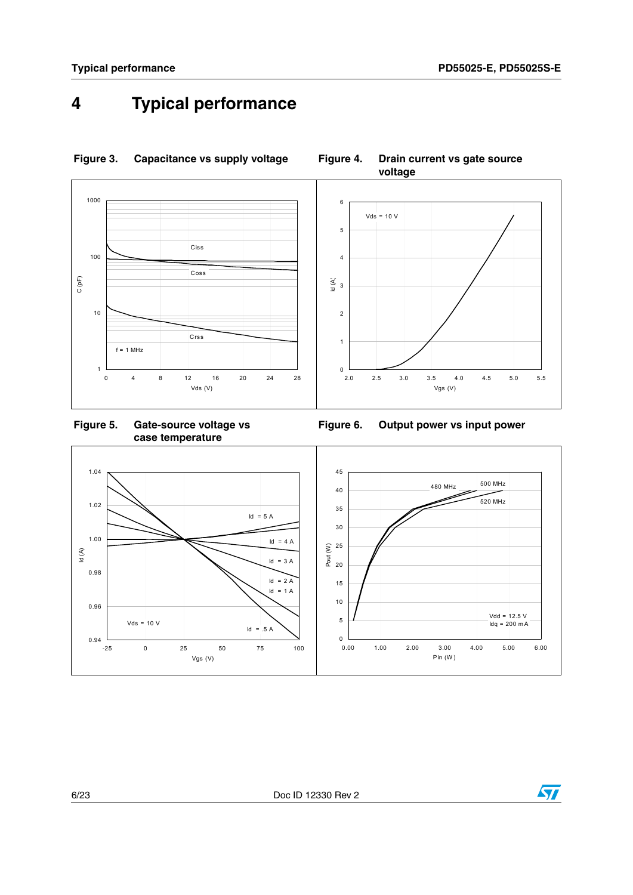# 4 Typical performance

**Figure 3. Capacitance vs supply voltage**

**Figure 4. Drain current vs gate source voltage**

**Figure 5. Gate-source voltage vs case temperature**

**Figure 6. Output power vs input power**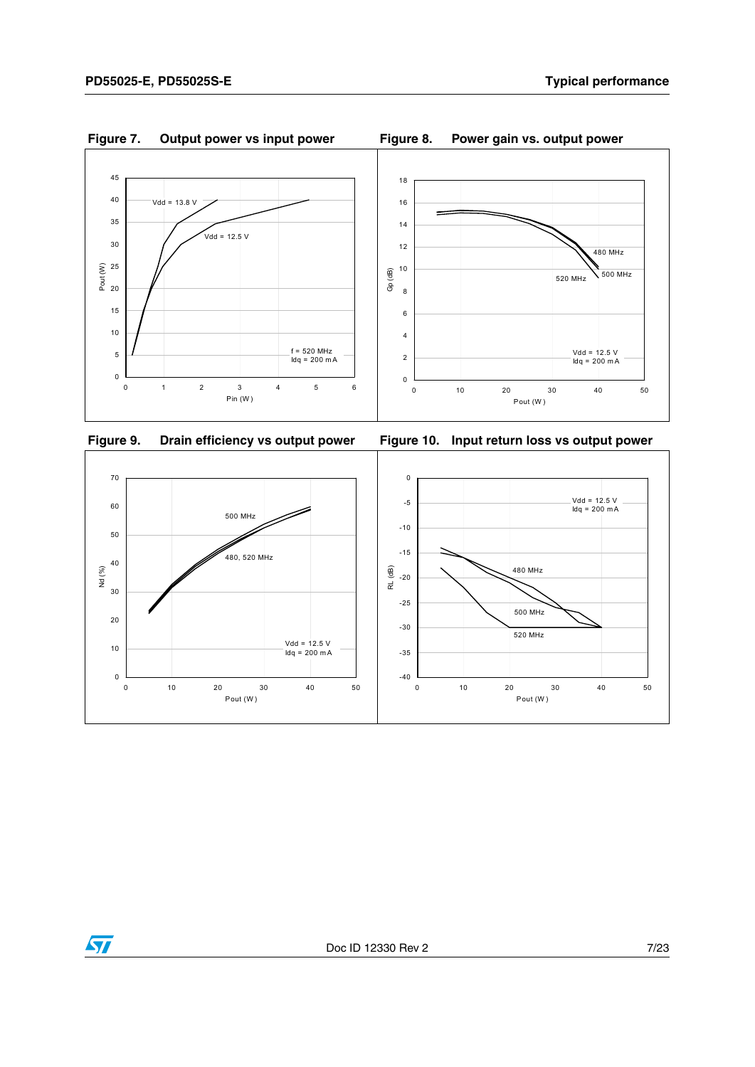**Figure 7. Output power vs input power**

**Figure 8. Power gain vs. output power**

**Figure 9. Drain efficiency vs output power**

**Figure 10. Input return loss vs output power**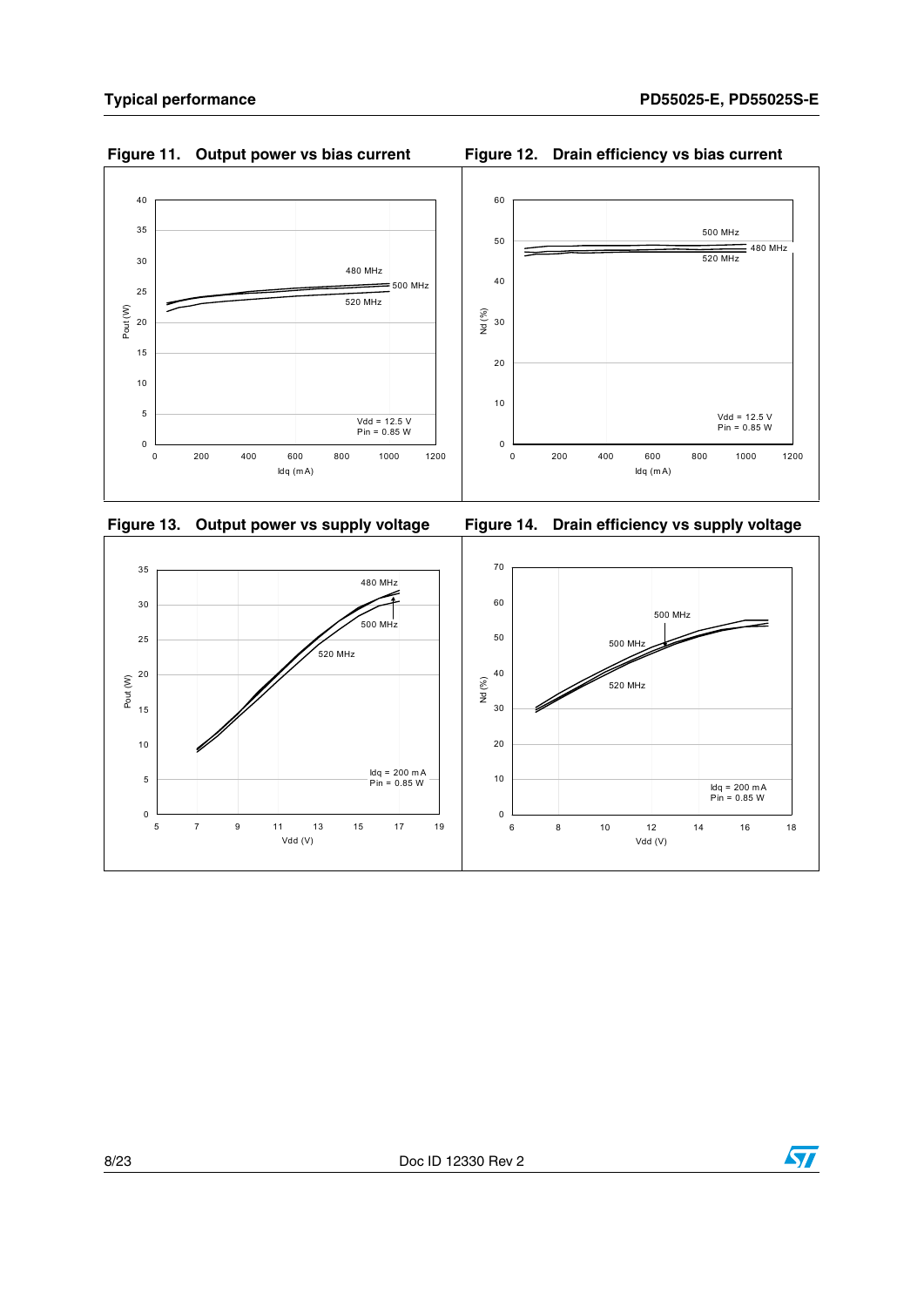**Figure 11. Output power vs bias current**

**Figure 12. Drain efficiency vs bias current**

**Figure 13. Output power vs supply voltage**

**Figure 14. Drain efficiency vs supply voltage**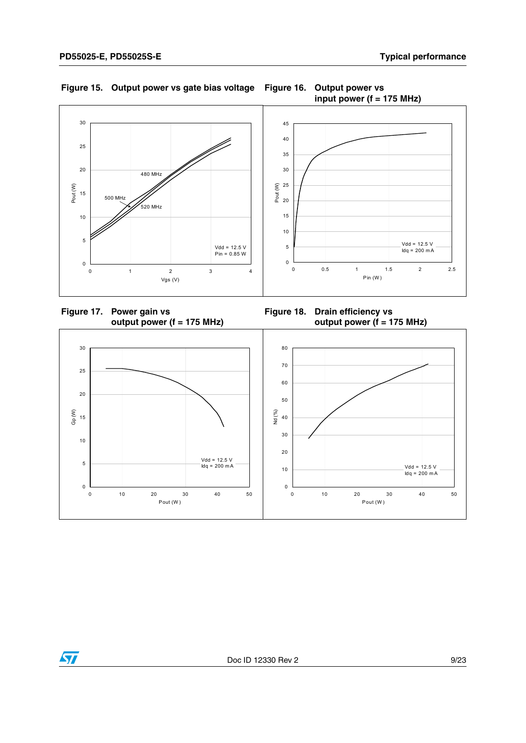**Figure 15. Output power vs gate bias voltage**

**Figure 16. Output power vs input power (f = 175 MHz)**

**Figure 17. Power gain vs output power (f = 175 MHz)**

**Figure 18. Drain efficiency vs output power (f = 175 MHz)**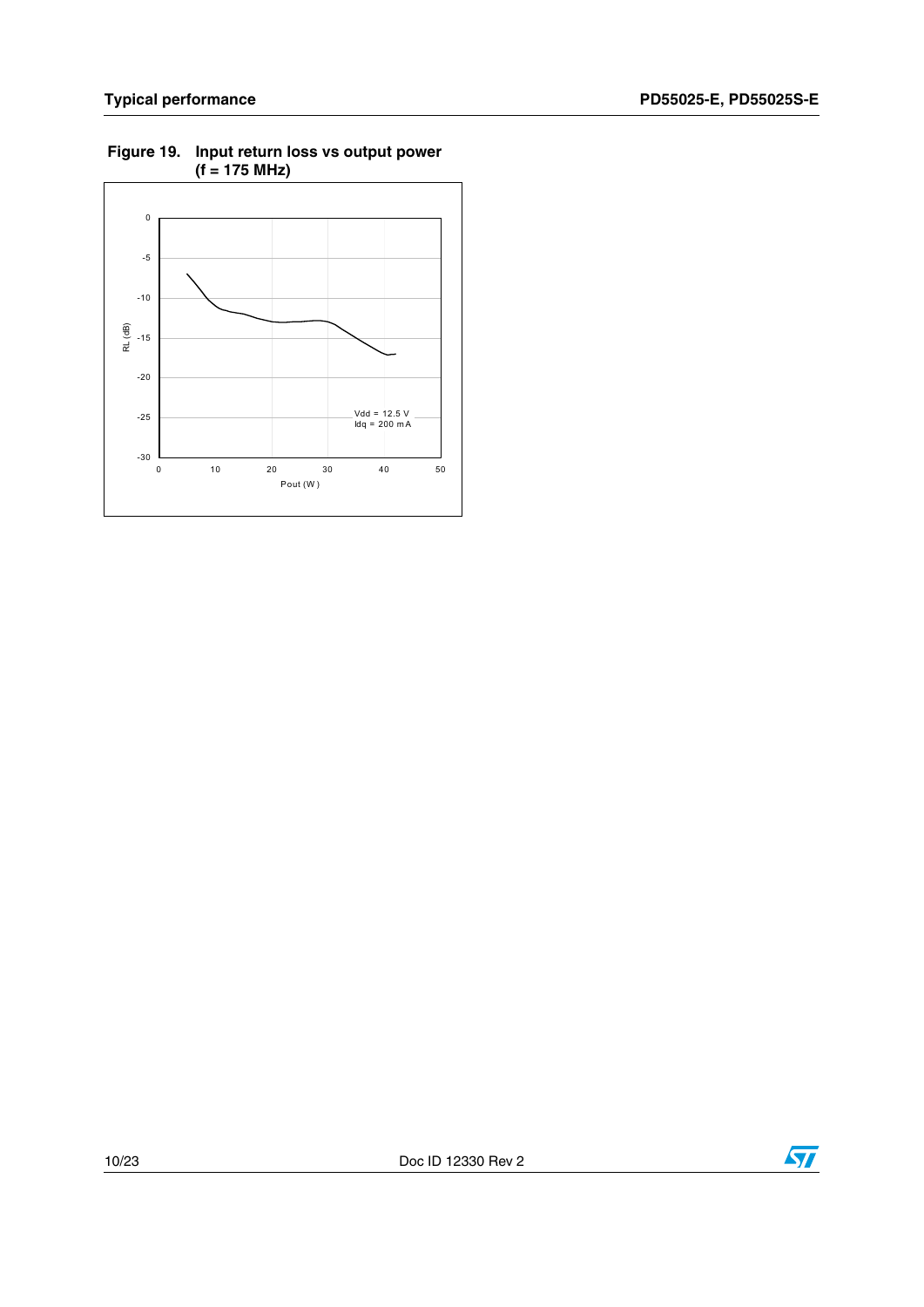**Figure 19. Input return loss vs output power (f = 175 MHz)**

RL (dB)

0, -5, -10, -15, -20, -25, -30

Vdd = 12.5 V
Idq = 200 mA

0, 10, 20, 30, 40, 50

Pout (W)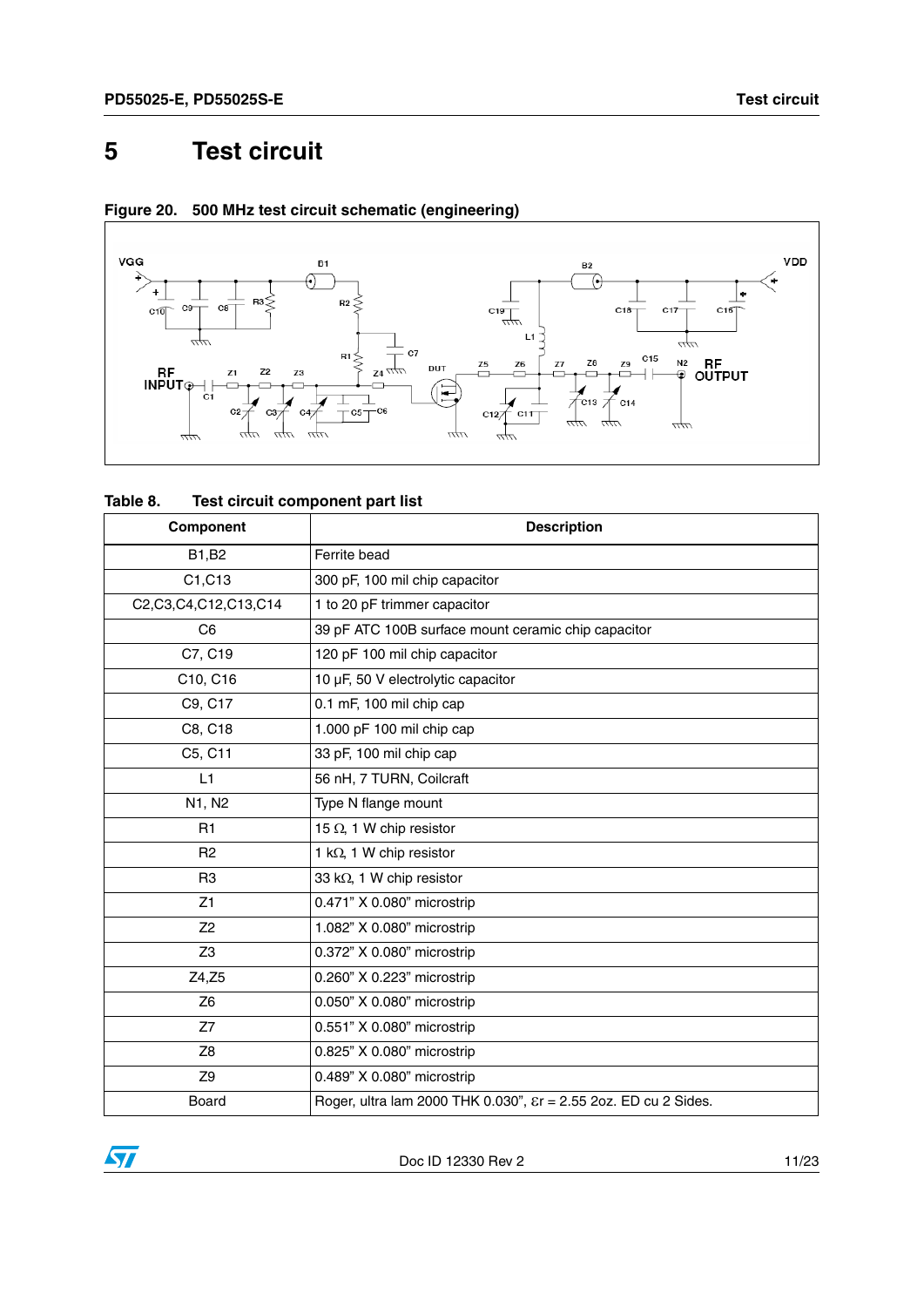# 5 Test circuit

**Figure 20. 500 MHz test circuit schematic (engineering)**

**Table 8. Test circuit component part list**

| Component | Description |
|---|---|
| B1,B2 | Ferrite bead |
| C1,C13 | 300 pF, 100 mil chip capacitor |
| C2,C3,C4,C12,C13,C14 | 1 to 20 pF trimmer capacitor |
| C6 | 39 pF ATC 100B surface mount ceramic chip capacitor |
| C7, C19 | 120 pF 100 mil chip capacitor |
| C10, C16 | 10 µF, 50 V electrolytic capacitor |
| C9, C17 | 0.1 mF, 100 mil chip cap |
| C8, C18 | 1.000 pF 100 mil chip cap |
| C5, C11 | 33 pF, 100 mil chip cap |
| L1 | 56 nH, 7 TURN, Coilcraft |
| N1, N2 | Type N flange mount |
| R1 | 15 Ω, 1 W chip resistor |
| R2 | 1 kΩ, 1 W chip resistor |
| R3 | 33 kΩ, 1 W chip resistor |
| Z1 | 0.471" X 0.080" microstrip |
| Z2 | 1.082" X 0.080" microstrip |
| Z3 | 0.372" X 0.080" microstrip |
| Z4,Z5 | 0.260" X 0.223" microstrip |
| Z6 | 0.050" X 0.080" microstrip |
| Z7 | 0.551" X 0.080" microstrip |
| Z8 | 0.825" X 0.080" microstrip |
| Z9 | 0.489" X 0.080" microstrip |
| Board | Roger, ultra lam 2000 THK 0.030", εr = 2.55 2oz. ED cu 2 Sides. |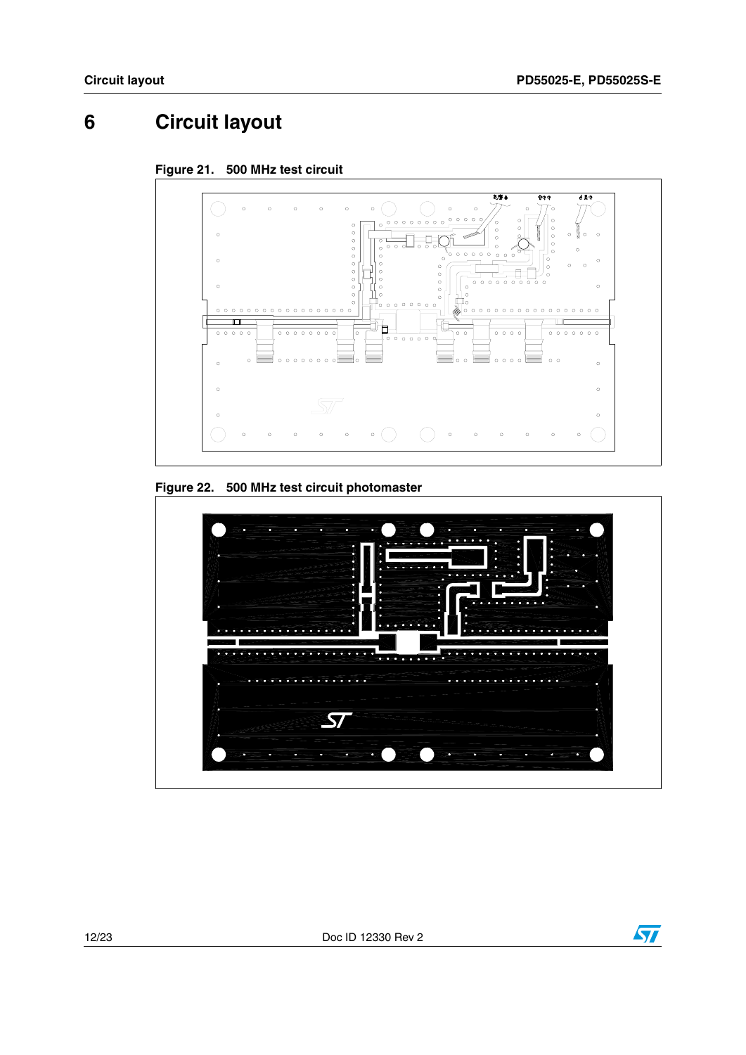# 6 Circuit layout

Figure 21. 500 MHz test circuit

Figure 22. 500 MHz test circuit photomaster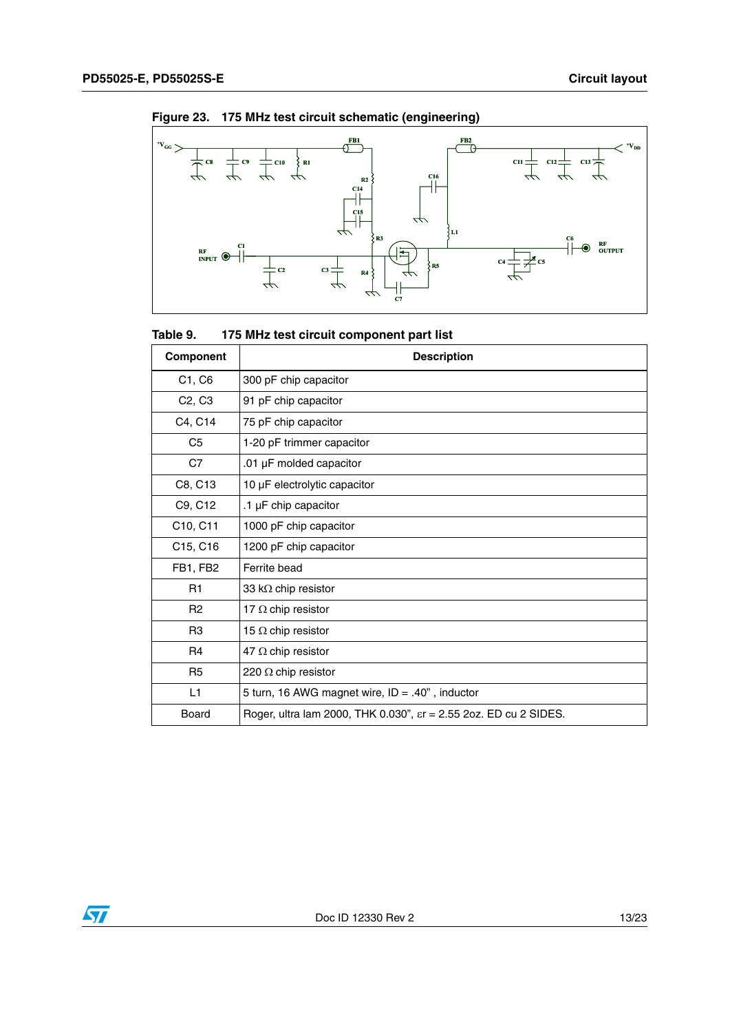Figure 23. 175 MHz test circuit schematic (engineering)

Table 9. 175 MHz test circuit component part list

| Component | Description |
|---|---|
| C1, C6 | 300 pF chip capacitor |
| C2, C3 | 91 pF chip capacitor |
| C4, C14 | 75 pF chip capacitor |
| C5 | 1-20 pF trimmer capacitor |
| C7 | .01 µF molded capacitor |
| C8, C13 | 10 µF electrolytic capacitor |
| C9, C12 | .1 µF chip capacitor |
| C10, C11 | 1000 pF chip capacitor |
| C15, C16 | 1200 pF chip capacitor |
| FB1, FB2 | Ferrite bead |
| R1 | 33 kΩ chip resistor |
| R2 | 17 Ω chip resistor |
| R3 | 15 Ω chip resistor |
| R4 | 47 Ω chip resistor |
| R5 | 220 Ω chip resistor |
| L1 | 5 turn, 16 AWG magnet wire, ID = .40" , inductor |
| Board | Roger, ultra lam 2000, THK 0.030", εr = 2.55 2oz. ED cu 2 SIDES. |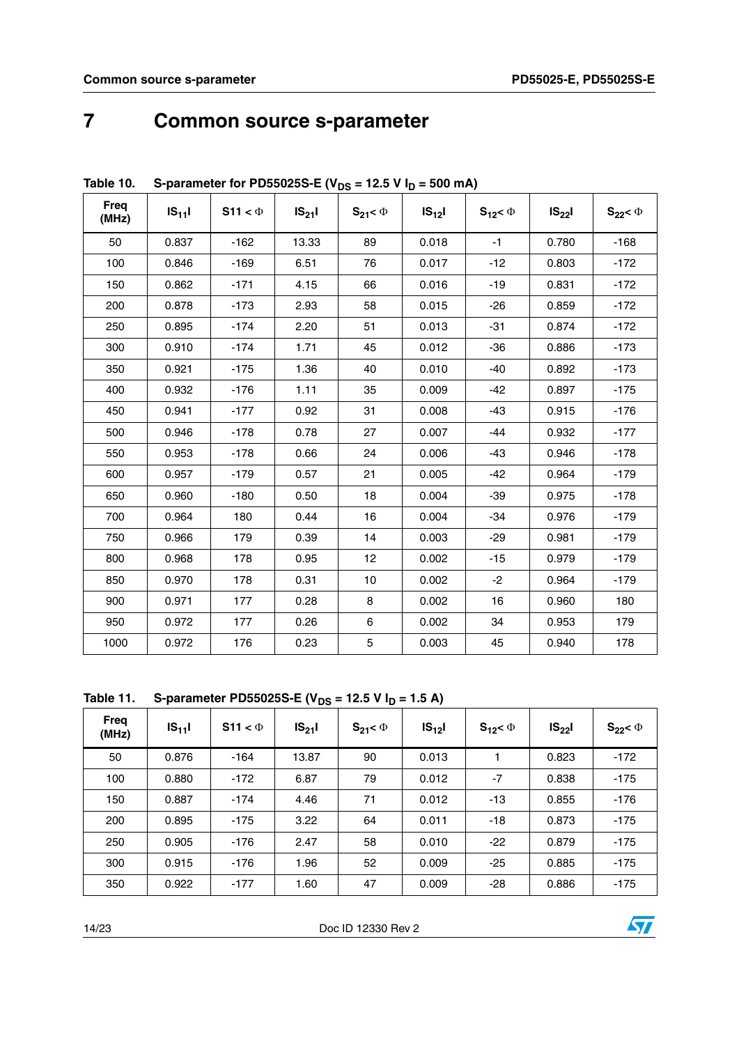# 7 Common source s-parameter

**Table 10. S-parameter for PD55025S-E ($V_{DS}$ = 12.5 V $I_D$ = 500 mA)**

| Freq (MHz) | $\|S_{11}\|$ | $S11 < \Phi$ | $\|S_{21}\|$ | $S_{21} < \Phi$ | $\|S_{12}\|$ | $S_{12} < \Phi$ | $\|S_{22}\|$ | $S_{22} < \Phi$ |
|---|---|---|---|---|---|---|---|---|
| 50 | 0.837 | -162 | 13.33 | 89 | 0.018 | -1 | 0.780 | -168 |
| 100 | 0.846 | -169 | 6.51 | 76 | 0.017 | -12 | 0.803 | -172 |
| 150 | 0.862 | -171 | 4.15 | 66 | 0.016 | -19 | 0.831 | -172 |
| 200 | 0.878 | -173 | 2.93 | 58 | 0.015 | -26 | 0.859 | -172 |
| 250 | 0.895 | -174 | 2.20 | 51 | 0.013 | -31 | 0.874 | -172 |
| 300 | 0.910 | -174 | 1.71 | 45 | 0.012 | -36 | 0.886 | -173 |
| 350 | 0.921 | -175 | 1.36 | 40 | 0.010 | -40 | 0.892 | -173 |
| 400 | 0.932 | -176 | 1.11 | 35 | 0.009 | -42 | 0.897 | -175 |
| 450 | 0.941 | -177 | 0.92 | 31 | 0.008 | -43 | 0.915 | -176 |
| 500 | 0.946 | -178 | 0.78 | 27 | 0.007 | -44 | 0.932 | -177 |
| 550 | 0.953 | -178 | 0.66 | 24 | 0.006 | -43 | 0.946 | -178 |
| 600 | 0.957 | -179 | 0.57 | 21 | 0.005 | -42 | 0.964 | -179 |
| 650 | 0.960 | -180 | 0.50 | 18 | 0.004 | -39 | 0.975 | -178 |
| 700 | 0.964 | 180 | 0.44 | 16 | 0.004 | -34 | 0.976 | -179 |
| 750 | 0.966 | 179 | 0.39 | 14 | 0.003 | -29 | 0.981 | -179 |
| 800 | 0.968 | 178 | 0.95 | 12 | 0.002 | -15 | 0.979 | -179 |
| 850 | 0.970 | 178 | 0.31 | 10 | 0.002 | -2 | 0.964 | -179 |
| 900 | 0.971 | 177 | 0.28 | 8 | 0.002 | 16 | 0.960 | 180 |
| 950 | 0.972 | 177 | 0.26 | 6 | 0.002 | 34 | 0.953 | 179 |
| 1000 | 0.972 | 176 | 0.23 | 5 | 0.003 | 45 | 0.940 | 178 |

**Table 11. S-parameter PD55025S-E ($V_{DS}$ = 12.5 V $I_D$ = 1.5 A)**

| Freq (MHz) | $\|S_{11}\|$ | $S11 < \Phi$ | $\|S_{21}\|$ | $S_{21} < \Phi$ | $\|S_{12}\|$ | $S_{12} < \Phi$ | $\|S_{22}\|$ | $S_{22} < \Phi$ |
|---|---|---|---|---|---|---|---|---|
| 50 | 0.876 | -164 | 13.87 | 90 | 0.013 | 1 | 0.823 | -172 |
| 100 | 0.880 | -172 | 6.87 | 79 | 0.012 | -7 | 0.838 | -175 |
| 150 | 0.887 | -174 | 4.46 | 71 | 0.012 | -13 | 0.855 | -176 |
| 200 | 0.895 | -175 | 3.22 | 64 | 0.011 | -18 | 0.873 | -175 |
| 250 | 0.905 | -176 | 2.47 | 58 | 0.010 | -22 | 0.879 | -175 |
| 300 | 0.915 | -176 | 1.96 | 52 | 0.009 | -25 | 0.885 | -175 |
| 350 | 0.922 | -177 | 1.60 | 47 | 0.009 | -28 | 0.886 | -175 |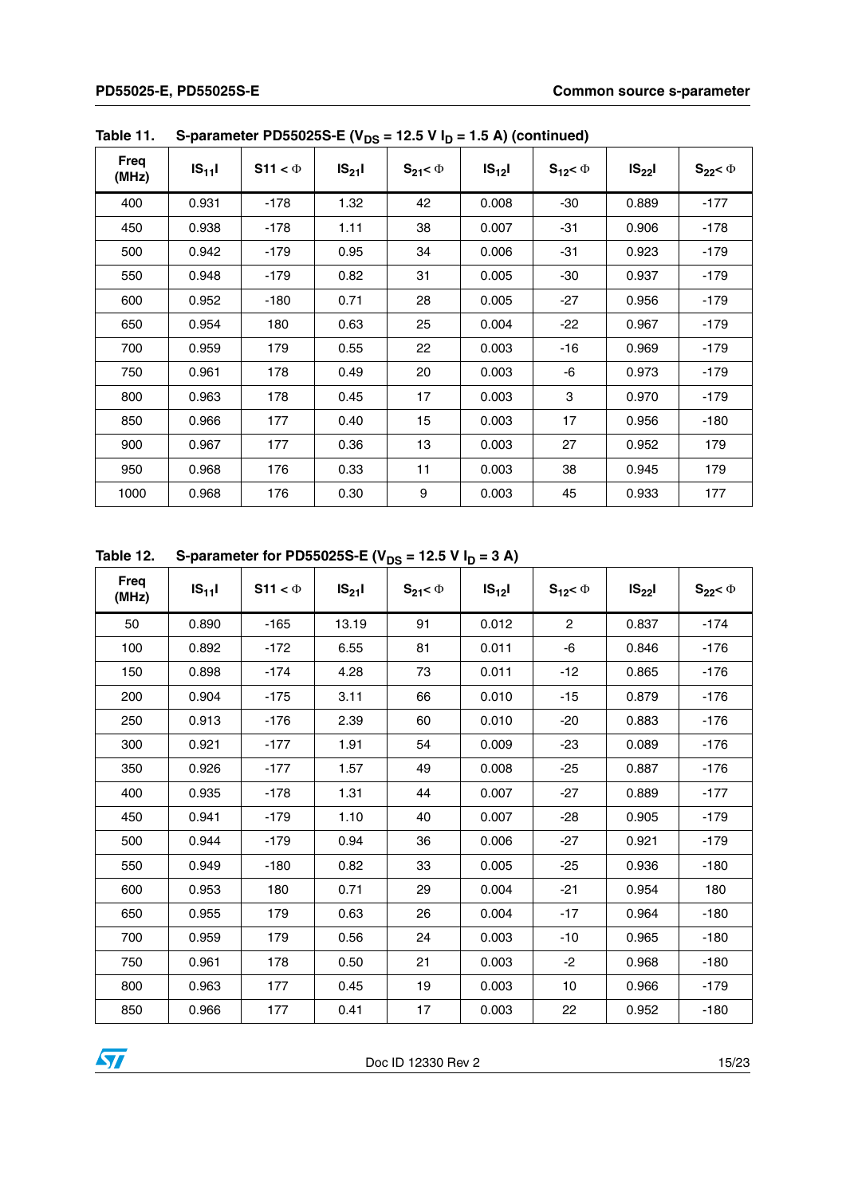Table 11. S-parameter PD55025S-E ($V_{DS}$ = 12.5 V $I_D$ = 1.5 A) (continued)

| Freq (MHz) | $\|S_{11}\|$ | S11 < Φ | $\|S_{21}\|$ | $S_{21}$< Φ | $\|S_{12}\|$ | $S_{12}$< Φ | $\|S_{22}\|$ | $S_{22}$< Φ |
|---|---|---|---|---|---|---|---|---|
| 400 | 0.931 | -178 | 1.32 | 42 | 0.008 | -30 | 0.889 | -177 |
| 450 | 0.938 | -178 | 1.11 | 38 | 0.007 | -31 | 0.906 | -178 |
| 500 | 0.942 | -179 | 0.95 | 34 | 0.006 | -31 | 0.923 | -179 |
| 550 | 0.948 | -179 | 0.82 | 31 | 0.005 | -30 | 0.937 | -179 |
| 600 | 0.952 | -180 | 0.71 | 28 | 0.005 | -27 | 0.956 | -179 |
| 650 | 0.954 | 180 | 0.63 | 25 | 0.004 | -22 | 0.967 | -179 |
| 700 | 0.959 | 179 | 0.55 | 22 | 0.003 | -16 | 0.969 | -179 |
| 750 | 0.961 | 178 | 0.49 | 20 | 0.003 | -6 | 0.973 | -179 |
| 800 | 0.963 | 178 | 0.45 | 17 | 0.003 | 3 | 0.970 | -179 |
| 850 | 0.966 | 177 | 0.40 | 15 | 0.003 | 17 | 0.956 | -180 |
| 900 | 0.967 | 177 | 0.36 | 13 | 0.003 | 27 | 0.952 | 179 |
| 950 | 0.968 | 176 | 0.33 | 11 | 0.003 | 38 | 0.945 | 179 |
| 1000 | 0.968 | 176 | 0.30 | 9 | 0.003 | 45 | 0.933 | 177 |

Table 12. S-parameter for PD55025S-E ($V_{DS}$ = 12.5 V $I_D$ = 3 A)

| Freq (MHz) | $\|S_{11}\|$ | S11 < Φ | $\|S_{21}\|$ | $S_{21}$< Φ | $\|S_{12}\|$ | $S_{12}$< Φ | $\|S_{22}\|$ | $S_{22}$< Φ |
|---|---|---|---|---|---|---|---|---|
| 50 | 0.890 | -165 | 13.19 | 91 | 0.012 | 2 | 0.837 | -174 |
| 100 | 0.892 | -172 | 6.55 | 81 | 0.011 | -6 | 0.846 | -176 |
| 150 | 0.898 | -174 | 4.28 | 73 | 0.011 | -12 | 0.865 | -176 |
| 200 | 0.904 | -175 | 3.11 | 66 | 0.010 | -15 | 0.879 | -176 |
| 250 | 0.913 | -176 | 2.39 | 60 | 0.010 | -20 | 0.883 | -176 |
| 300 | 0.921 | -177 | 1.91 | 54 | 0.009 | -23 | 0.089 | -176 |
| 350 | 0.926 | -177 | 1.57 | 49 | 0.008 | -25 | 0.887 | -176 |
| 400 | 0.935 | -178 | 1.31 | 44 | 0.007 | -27 | 0.889 | -177 |
| 450 | 0.941 | -179 | 1.10 | 40 | 0.007 | -28 | 0.905 | -179 |
| 500 | 0.944 | -179 | 0.94 | 36 | 0.006 | -27 | 0.921 | -179 |
| 550 | 0.949 | -180 | 0.82 | 33 | 0.005 | -25 | 0.936 | -180 |
| 600 | 0.953 | 180 | 0.71 | 29 | 0.004 | -21 | 0.954 | 180 |
| 650 | 0.955 | 179 | 0.63 | 26 | 0.004 | -17 | 0.964 | -180 |
| 700 | 0.959 | 179 | 0.56 | 24 | 0.003 | -10 | 0.965 | -180 |
| 750 | 0.961 | 178 | 0.50 | 21 | 0.003 | -2 | 0.968 | -180 |
| 800 | 0.963 | 177 | 0.45 | 19 | 0.003 | 10 | 0.966 | -179 |
| 850 | 0.966 | 177 | 0.41 | 17 | 0.003 | 22 | 0.952 | -180 |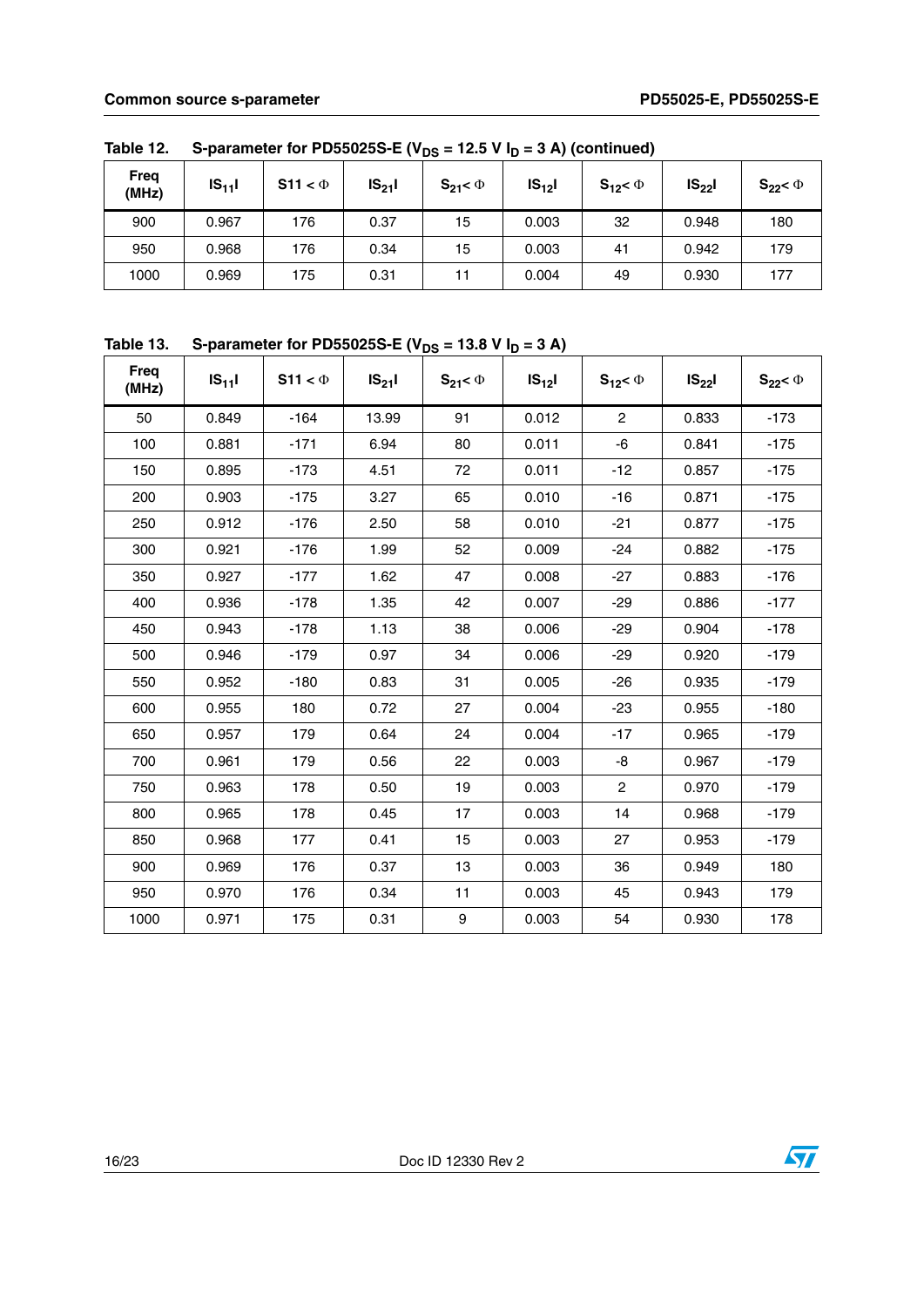Table 12. S-parameter for PD55025S-E ($V_{DS}$ = 12.5 V $I_D$ = 3 A) (continued)

| Freq (MHz) | $\|S_{11}\|$ | $S11 < \Phi$ | $\|S_{21}\|$ | $S_{21} < \Phi$ | $\|S_{12}\|$ | $S_{12} < \Phi$ | $\|S_{22}\|$ | $S_{22} < \Phi$ |
|---|---|---|---|---|---|---|---|---|
| 900 | 0.967 | 176 | 0.37 | 15 | 0.003 | 32 | 0.948 | 180 |
| 950 | 0.968 | 176 | 0.34 | 15 | 0.003 | 41 | 0.942 | 179 |
| 1000 | 0.969 | 175 | 0.31 | 11 | 0.004 | 49 | 0.930 | 177 |

Table 13. S-parameter for PD55025S-E ($V_{DS}$ = 13.8 V $I_D$ = 3 A)

| Freq (MHz) | $\|S_{11}\|$ | $S11 < \Phi$ | $\|S_{21}\|$ | $S_{21} < \Phi$ | $\|S_{12}\|$ | $S_{12} < \Phi$ | $\|S_{22}\|$ | $S_{22} < \Phi$ |
|---|---|---|---|---|---|---|---|---|
| 50 | 0.849 | -164 | 13.99 | 91 | 0.012 | 2 | 0.833 | -173 |
| 100 | 0.881 | -171 | 6.94 | 80 | 0.011 | -6 | 0.841 | -175 |
| 150 | 0.895 | -173 | 4.51 | 72 | 0.011 | -12 | 0.857 | -175 |
| 200 | 0.903 | -175 | 3.27 | 65 | 0.010 | -16 | 0.871 | -175 |
| 250 | 0.912 | -176 | 2.50 | 58 | 0.010 | -21 | 0.877 | -175 |
| 300 | 0.921 | -176 | 1.99 | 52 | 0.009 | -24 | 0.882 | -175 |
| 350 | 0.927 | -177 | 1.62 | 47 | 0.008 | -27 | 0.883 | -176 |
| 400 | 0.936 | -178 | 1.35 | 42 | 0.007 | -29 | 0.886 | -177 |
| 450 | 0.943 | -178 | 1.13 | 38 | 0.006 | -29 | 0.904 | -178 |
| 500 | 0.946 | -179 | 0.97 | 34 | 0.006 | -29 | 0.920 | -179 |
| 550 | 0.952 | -180 | 0.83 | 31 | 0.005 | -26 | 0.935 | -179 |
| 600 | 0.955 | 180 | 0.72 | 27 | 0.004 | -23 | 0.955 | -180 |
| 650 | 0.957 | 179 | 0.64 | 24 | 0.004 | -17 | 0.965 | -179 |
| 700 | 0.961 | 179 | 0.56 | 22 | 0.003 | -8 | 0.967 | -179 |
| 750 | 0.963 | 178 | 0.50 | 19 | 0.003 | 2 | 0.970 | -179 |
| 800 | 0.965 | 178 | 0.45 | 17 | 0.003 | 14 | 0.968 | -179 |
| 850 | 0.968 | 177 | 0.41 | 15 | 0.003 | 27 | 0.953 | -179 |
| 900 | 0.969 | 176 | 0.37 | 13 | 0.003 | 36 | 0.949 | 180 |
| 950 | 0.970 | 176 | 0.34 | 11 | 0.003 | 45 | 0.943 | 179 |
| 1000 | 0.971 | 175 | 0.31 | 9 | 0.003 | 54 | 0.930 | 178 |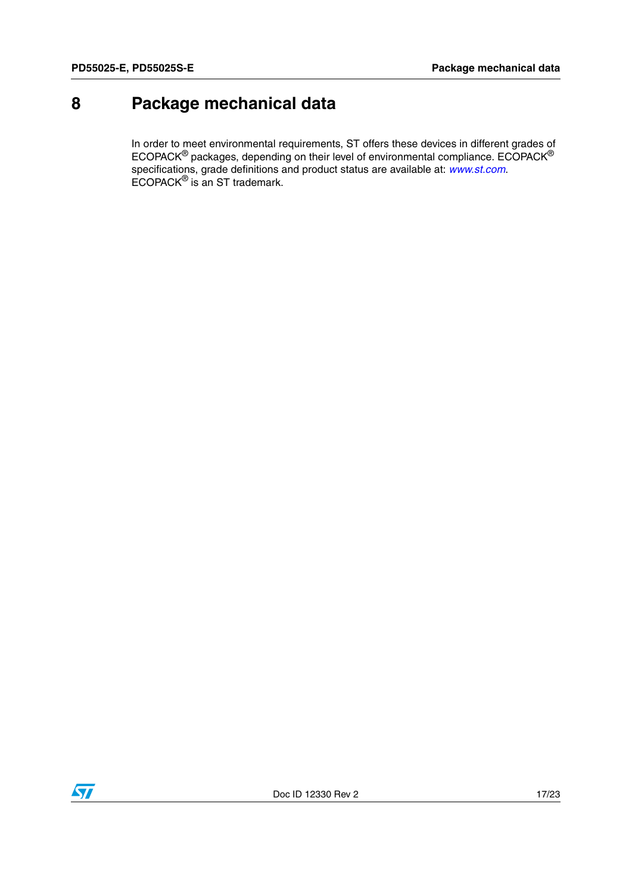# 8 Package mechanical data

In order to meet environmental requirements, ST offers these devices in different grades of ECOPACK® packages, depending on their level of environmental compliance. ECOPACK® specifications, grade definitions and product status are available at: *www.st.com*. ECOPACK® is an ST trademark.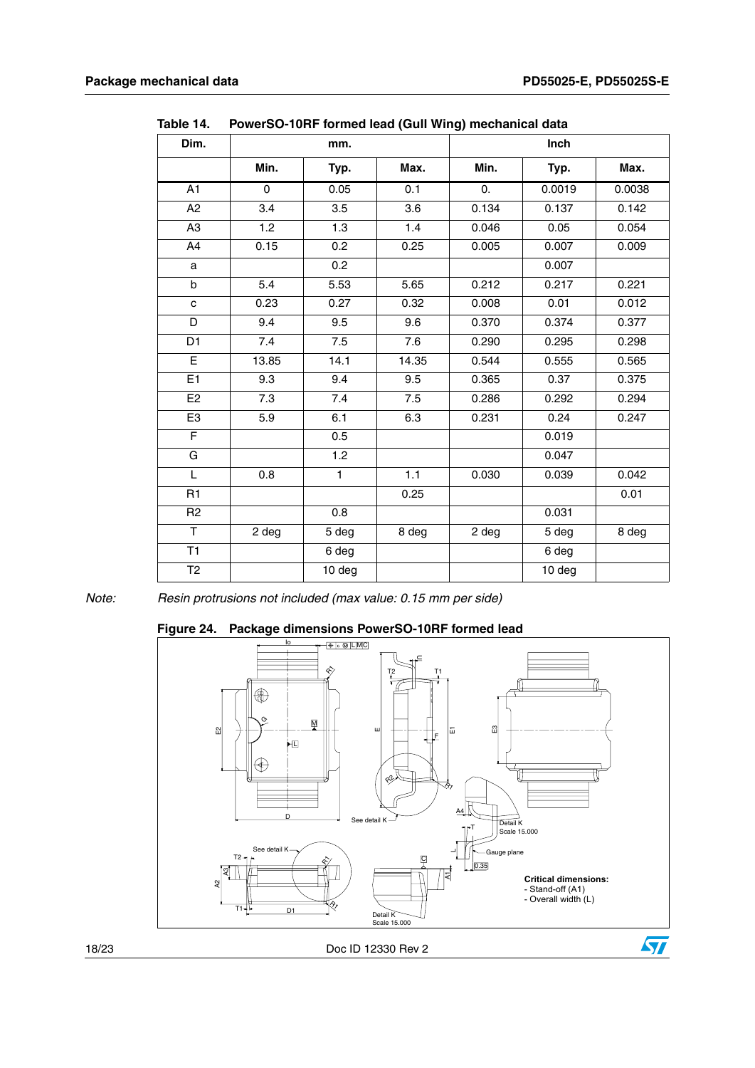**Table 14. PowerSO-10RF formed lead (Gull Wing) mechanical data**

| Dim. | mm. | | | Inch | | |
|---|---|---|---|---|---|---|
| | Min. | Typ. | Max. | Min. | Typ. | Max. |
| A1 | 0 | 0.05 | 0.1 | 0. | 0.0019 | 0.0038 |
| A2 | 3.4 | 3.5 | 3.6 | 0.134 | 0.137 | 0.142 |
| A3 | 1.2 | 1.3 | 1.4 | 0.046 | 0.05 | 0.054 |
| A4 | 0.15 | 0.2 | 0.25 | 0.005 | 0.007 | 0.009 |
| a | | 0.2 | | | 0.007 | |
| b | 5.4 | 5.53 | 5.65 | 0.212 | 0.217 | 0.221 |
| c | 0.23 | 0.27 | 0.32 | 0.008 | 0.01 | 0.012 |
| D | 9.4 | 9.5 | 9.6 | 0.370 | 0.374 | 0.377 |
| D1 | 7.4 | 7.5 | 7.6 | 0.290 | 0.295 | 0.298 |
| E | 13.85 | 14.1 | 14.35 | 0.544 | 0.555 | 0.565 |
| E1 | 9.3 | 9.4 | 9.5 | 0.365 | 0.37 | 0.375 |
| E2 | 7.3 | 7.4 | 7.5 | 0.286 | 0.292 | 0.294 |
| E3 | 5.9 | 6.1 | 6.3 | 0.231 | 0.24 | 0.247 |
| F | | 0.5 | | | 0.019 | |
| G | | 1.2 | | | 0.047 | |
| L | 0.8 | 1 | 1.1 | 0.030 | 0.039 | 0.042 |
| R1 | | | 0.25 | | | 0.01 |
| R2 | | 0.8 | | | 0.031 | |
| T | 2 deg | 5 deg | 8 deg | 2 deg | 5 deg | 8 deg |
| T1 | | 6 deg | | | 6 deg | |
| T2 | | 10 deg | | | 10 deg | |

*Note:* *Resin protrusions not included (max value: 0.15 mm per side)*

**Figure 24. Package dimensions PowerSO-10RF formed lead**

Critical dimensions:
- Stand-off (A1)
- Overall width (L)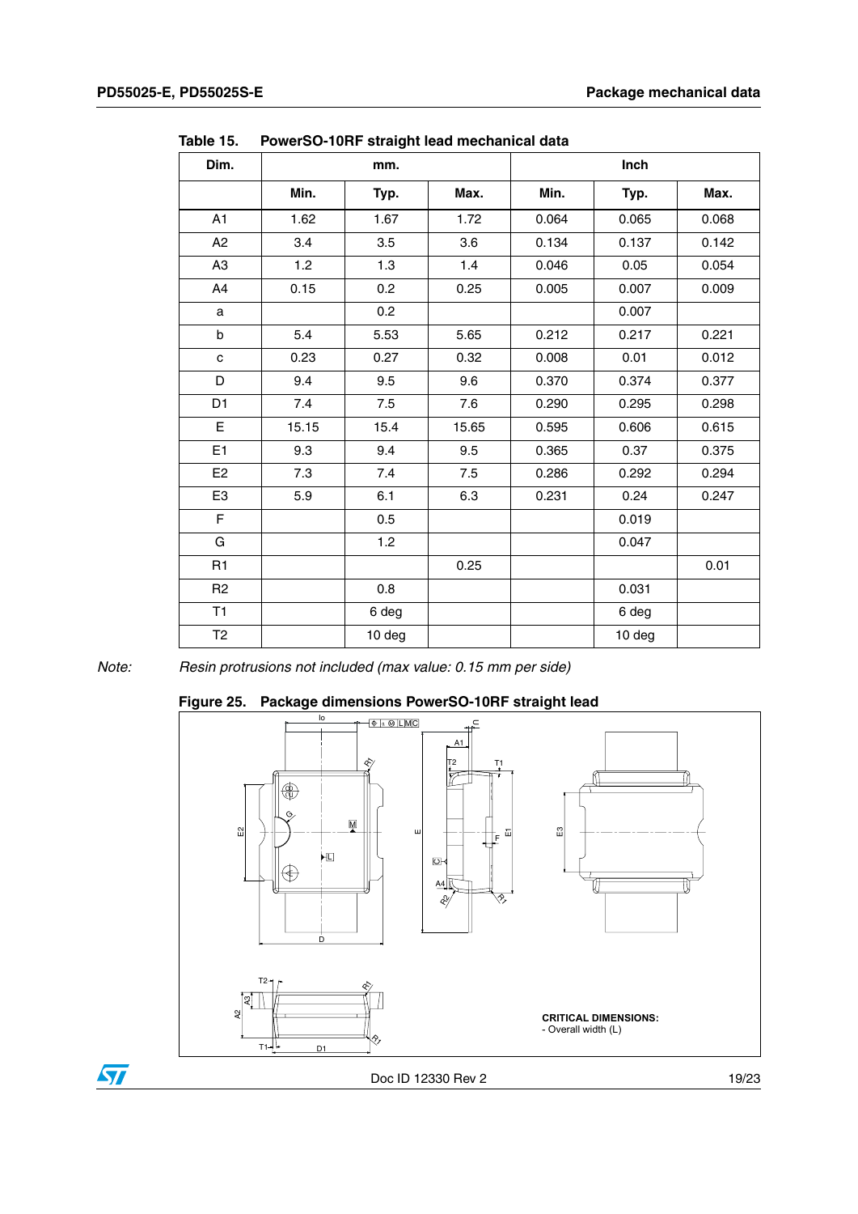**Table 15. PowerSO-10RF straight lead mechanical data**

| Dim. | mm. | | | Inch | | |
|---|---|---|---|---|---|---|
| | Min. | Typ. | Max. | Min. | Typ. | Max. |
| A1 | 1.62 | 1.67 | 1.72 | 0.064 | 0.065 | 0.068 |
| A2 | 3.4 | 3.5 | 3.6 | 0.134 | 0.137 | 0.142 |
| A3 | 1.2 | 1.3 | 1.4 | 0.046 | 0.05 | 0.054 |
| A4 | 0.15 | 0.2 | 0.25 | 0.005 | 0.007 | 0.009 |
| a | | 0.2 | | | 0.007 | |
| b | 5.4 | 5.53 | 5.65 | 0.212 | 0.217 | 0.221 |
| c | 0.23 | 0.27 | 0.32 | 0.008 | 0.01 | 0.012 |
| D | 9.4 | 9.5 | 9.6 | 0.370 | 0.374 | 0.377 |
| D1 | 7.4 | 7.5 | 7.6 | 0.290 | 0.295 | 0.298 |
| E | 15.15 | 15.4 | 15.65 | 0.595 | 0.606 | 0.615 |
| E1 | 9.3 | 9.4 | 9.5 | 0.365 | 0.37 | 0.375 |
| E2 | 7.3 | 7.4 | 7.5 | 0.286 | 0.292 | 0.294 |
| E3 | 5.9 | 6.1 | 6.3 | 0.231 | 0.24 | 0.247 |
| F | | 0.5 | | | 0.019 | |
| G | | 1.2 | | | 0.047 | |
| R1 | | | 0.25 | | | 0.01 |
| R2 | | 0.8 | | | 0.031 | |
| T1 | | 6 deg | | | 6 deg | |
| T2 | | 10 deg | | | 10 deg | |

Note: *Resin protrusions not included (max value: 0.15 mm per side)*

**Figure 25. Package dimensions PowerSO-10RF straight lead**

**CRITICAL DIMENSIONS:**
- Overall width (L)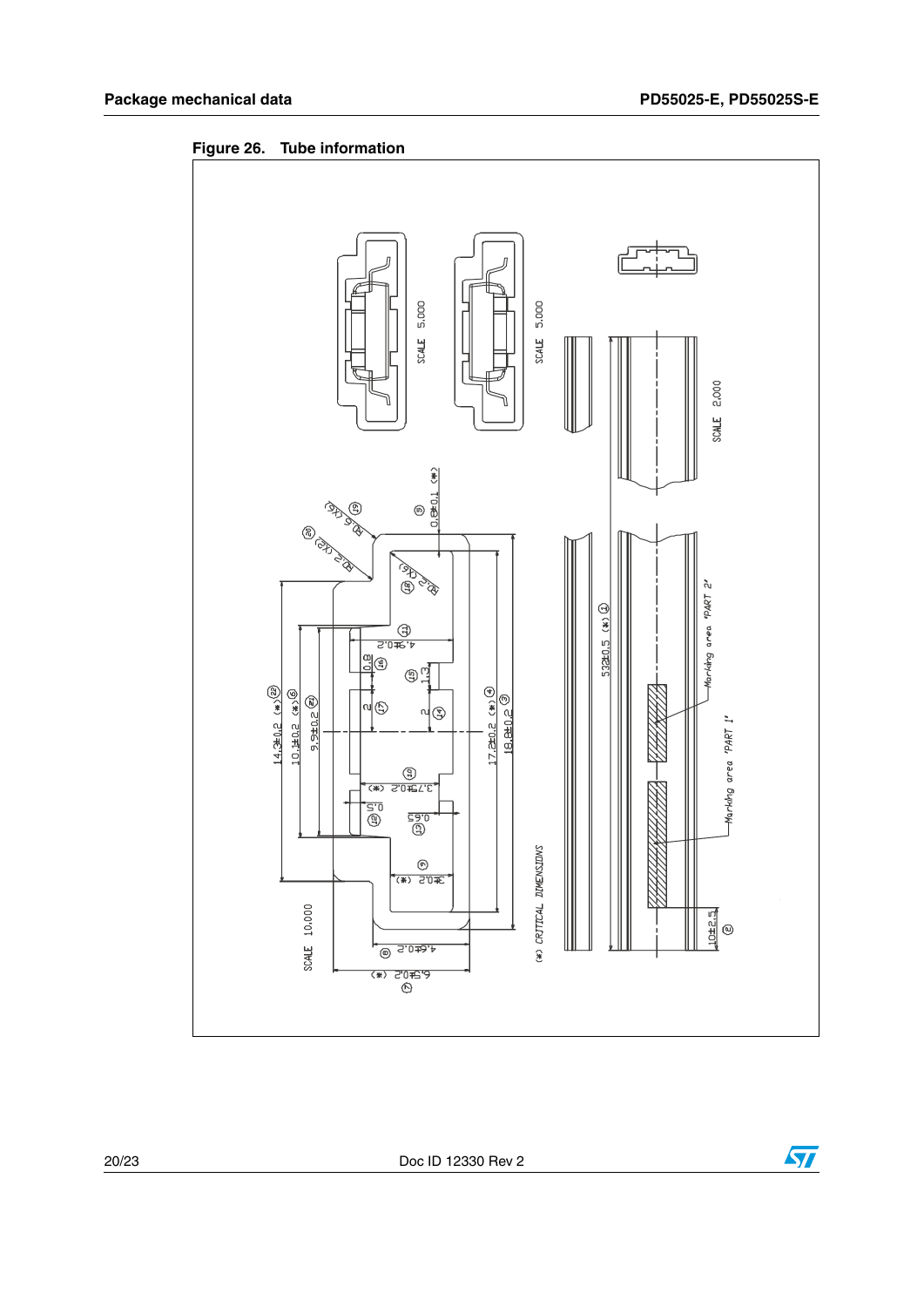Figure 26. Tube information

SCALE 5.000

SCALE 5.000

SCALE 2.000

SCALE 10.000

14.3±0.2 (*) ㉒

10.1±0.2 (*) ⑥

9.9±0.2 ㉑

17.2±0.2 (*) ④

18.8±0.2 ③

0.8±0.1 (*) ⑤

R0.6 (X6) ⑲

R2.2 (X2) ⑳

R0.2 (X6) ⑱

4.9±0.2 ⑪

0.8 ⑯

1.3 ⑮

2 ⑰

2 ⑭

3.75±0.2 (*) ⑩

0.5 ⑫

0.65 ⑬

3±0.2 (*) ⑨

4.6±0.2 ⑧

6.5±0.2 (*) ⑦

(*) CRITICAL DIMENSIONS

532±0.5 (*) ①

Marking area "PART 2"

Marking area "PART 1"

10±2.5 ②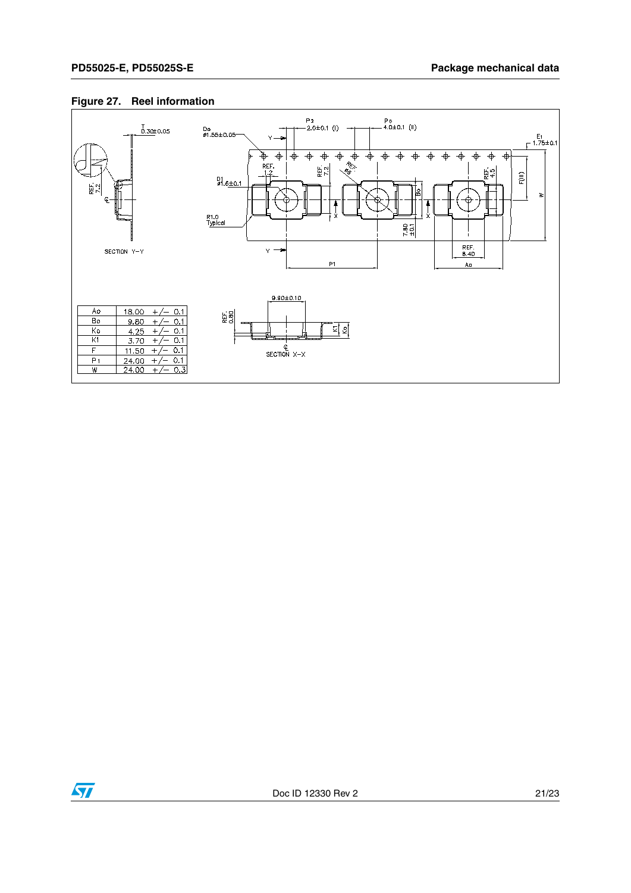**Figure 27. Reel information**

| | |
|---|---|
| Ao | 18.00 +/− 0.1 |
| Bo | 9.80 +/− 0.1 |
| Ko | 4.25 +/− 0.1 |
| K1 | 3.70 +/− 0.1 |
| F | 11.50 +/− 0.1 |
| P1 | 24.00 +/− 0.1 |
| W | 24.00 +/− 0.3 |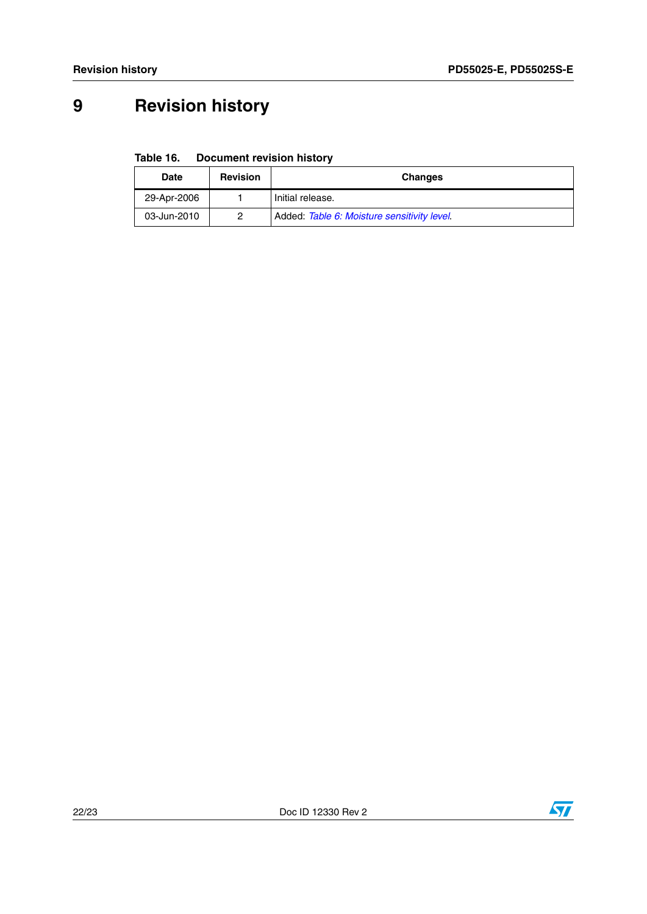# 9 Revision history

**Table 16. Document revision history**

| Date | Revision | Changes |
|---|---|---|
| 29-Apr-2006 | 1 | Initial release. |
| 03-Jun-2010 | 2 | Added: *Table 6: Moisture sensitivity level*. |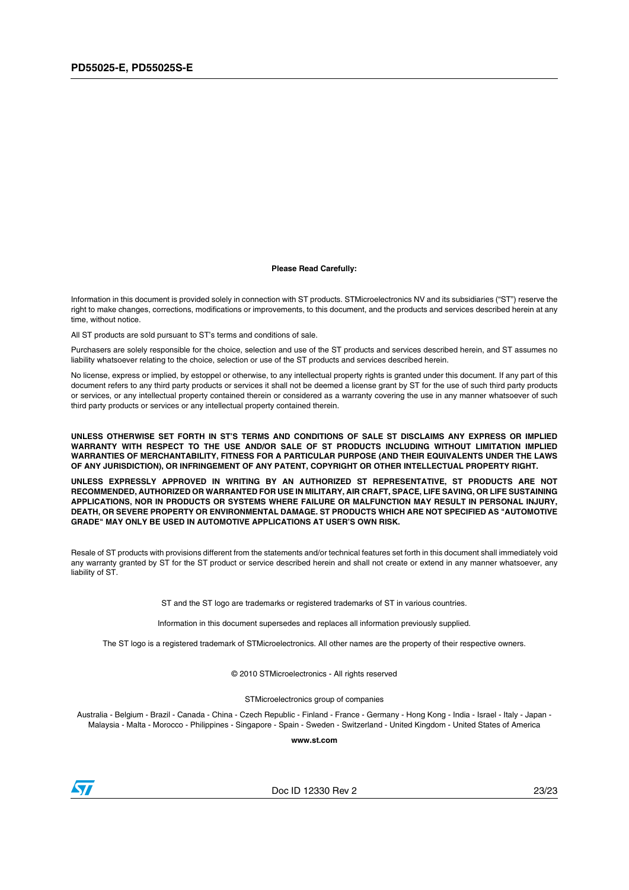**Please Read Carefully:**

Information in this document is provided solely in connection with ST products. STMicroelectronics NV and its subsidiaries ("ST") reserve the right to make changes, corrections, modifications or improvements, to this document, and the products and services described herein at any time, without notice.

All ST products are sold pursuant to ST's terms and conditions of sale.

Purchasers are solely responsible for the choice, selection and use of the ST products and services described herein, and ST assumes no liability whatsoever relating to the choice, selection or use of the ST products and services described herein.

No license, express or implied, by estoppel or otherwise, to any intellectual property rights is granted under this document. If any part of this document refers to any third party products or services it shall not be deemed a license grant by ST for the use of such third party products or services, or any intellectual property contained therein or considered as a warranty covering the use in any manner whatsoever of such third party products or services or any intellectual property contained therein.

**UNLESS OTHERWISE SET FORTH IN ST'S TERMS AND CONDITIONS OF SALE ST DISCLAIMS ANY EXPRESS OR IMPLIED WARRANTY WITH RESPECT TO THE USE AND/OR SALE OF ST PRODUCTS INCLUDING WITHOUT LIMITATION IMPLIED WARRANTIES OF MERCHANTABILITY, FITNESS FOR A PARTICULAR PURPOSE (AND THEIR EQUIVALENTS UNDER THE LAWS OF ANY JURISDICTION), OR INFRINGEMENT OF ANY PATENT, COPYRIGHT OR OTHER INTELLECTUAL PROPERTY RIGHT.**

**UNLESS EXPRESSLY APPROVED IN WRITING BY AN AUTHORIZED ST REPRESENTATIVE, ST PRODUCTS ARE NOT RECOMMENDED, AUTHORIZED OR WARRANTED FOR USE IN MILITARY, AIR CRAFT, SPACE, LIFE SAVING, OR LIFE SUSTAINING APPLICATIONS, NOR IN PRODUCTS OR SYSTEMS WHERE FAILURE OR MALFUNCTION MAY RESULT IN PERSONAL INJURY, DEATH, OR SEVERE PROPERTY OR ENVIRONMENTAL DAMAGE. ST PRODUCTS WHICH ARE NOT SPECIFIED AS "AUTOMOTIVE GRADE" MAY ONLY BE USED IN AUTOMOTIVE APPLICATIONS AT USER'S OWN RISK.**

Resale of ST products with provisions different from the statements and/or technical features set forth in this document shall immediately void any warranty granted by ST for the ST product or service described herein and shall not create or extend in any manner whatsoever, any liability of ST.

ST and the ST logo are trademarks or registered trademarks of ST in various countries.

Information in this document supersedes and replaces all information previously supplied.

The ST logo is a registered trademark of STMicroelectronics. All other names are the property of their respective owners.

© 2010 STMicroelectronics - All rights reserved

STMicroelectronics group of companies

Australia - Belgium - Brazil - Canada - China - Czech Republic - Finland - France - Germany - Hong Kong - India - Israel - Italy - Japan - Malaysia - Malta - Morocco - Philippines - Singapore - Spain - Sweden - Switzerland - United Kingdom - United States of America

**www.st.com**